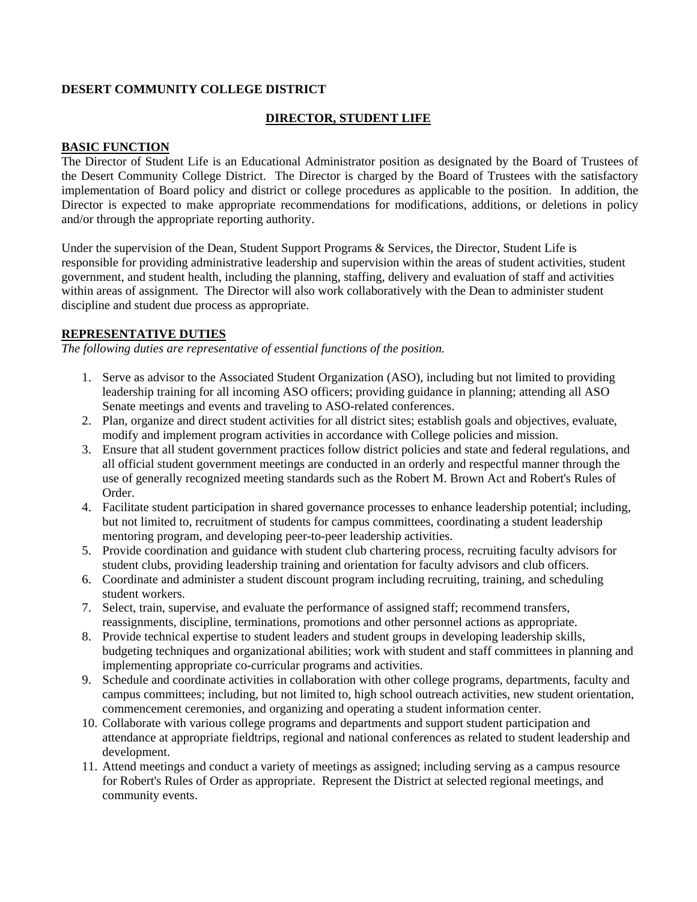**DESERT COMMUNITY COLLEGE DISTRICT**

# DIRECTOR, STUDENT LIFE

## BASIC FUNCTION

The Director of Student Life is an Educational Administrator position as designated by the Board of Trustees of the Desert Community College District. The Director is charged by the Board of Trustees with the satisfactory implementation of Board policy and district or college procedures as applicable to the position. In addition, the Director is expected to make appropriate recommendations for modifications, additions, or deletions in policy and/or through the appropriate reporting authority.

Under the supervision of the Dean, Student Support Programs & Services, the Director, Student Life is responsible for providing administrative leadership and supervision within the areas of student activities, student government, and student health, including the planning, staffing, delivery and evaluation of staff and activities within areas of assignment. The Director will also work collaboratively with the Dean to administer student discipline and student due process as appropriate.

## REPRESENTATIVE DUTIES

*The following duties are representative of essential functions of the position.*

1. Serve as advisor to the Associated Student Organization (ASO), including but not limited to providing leadership training for all incoming ASO officers; providing guidance in planning; attending all ASO Senate meetings and events and traveling to ASO-related conferences.
2. Plan, organize and direct student activities for all district sites; establish goals and objectives, evaluate, modify and implement program activities in accordance with College policies and mission.
3. Ensure that all student government practices follow district policies and state and federal regulations, and all official student government meetings are conducted in an orderly and respectful manner through the use of generally recognized meeting standards such as the Robert M. Brown Act and Robert's Rules of Order.
4. Facilitate student participation in shared governance processes to enhance leadership potential; including, but not limited to, recruitment of students for campus committees, coordinating a student leadership mentoring program, and developing peer-to-peer leadership activities.
5. Provide coordination and guidance with student club chartering process, recruiting faculty advisors for student clubs, providing leadership training and orientation for faculty advisors and club officers.
6. Coordinate and administer a student discount program including recruiting, training, and scheduling student workers.
7. Select, train, supervise, and evaluate the performance of assigned staff; recommend transfers, reassignments, discipline, terminations, promotions and other personnel actions as appropriate.
8. Provide technical expertise to student leaders and student groups in developing leadership skills, budgeting techniques and organizational abilities; work with student and staff committees in planning and implementing appropriate co-curricular programs and activities.
9. Schedule and coordinate activities in collaboration with other college programs, departments, faculty and campus committees; including, but not limited to, high school outreach activities, new student orientation, commencement ceremonies, and organizing and operating a student information center.
10. Collaborate with various college programs and departments and support student participation and attendance at appropriate fieldtrips, regional and national conferences as related to student leadership and development.
11. Attend meetings and conduct a variety of meetings as assigned; including serving as a campus resource for Robert's Rules of Order as appropriate. Represent the District at selected regional meetings, and community events.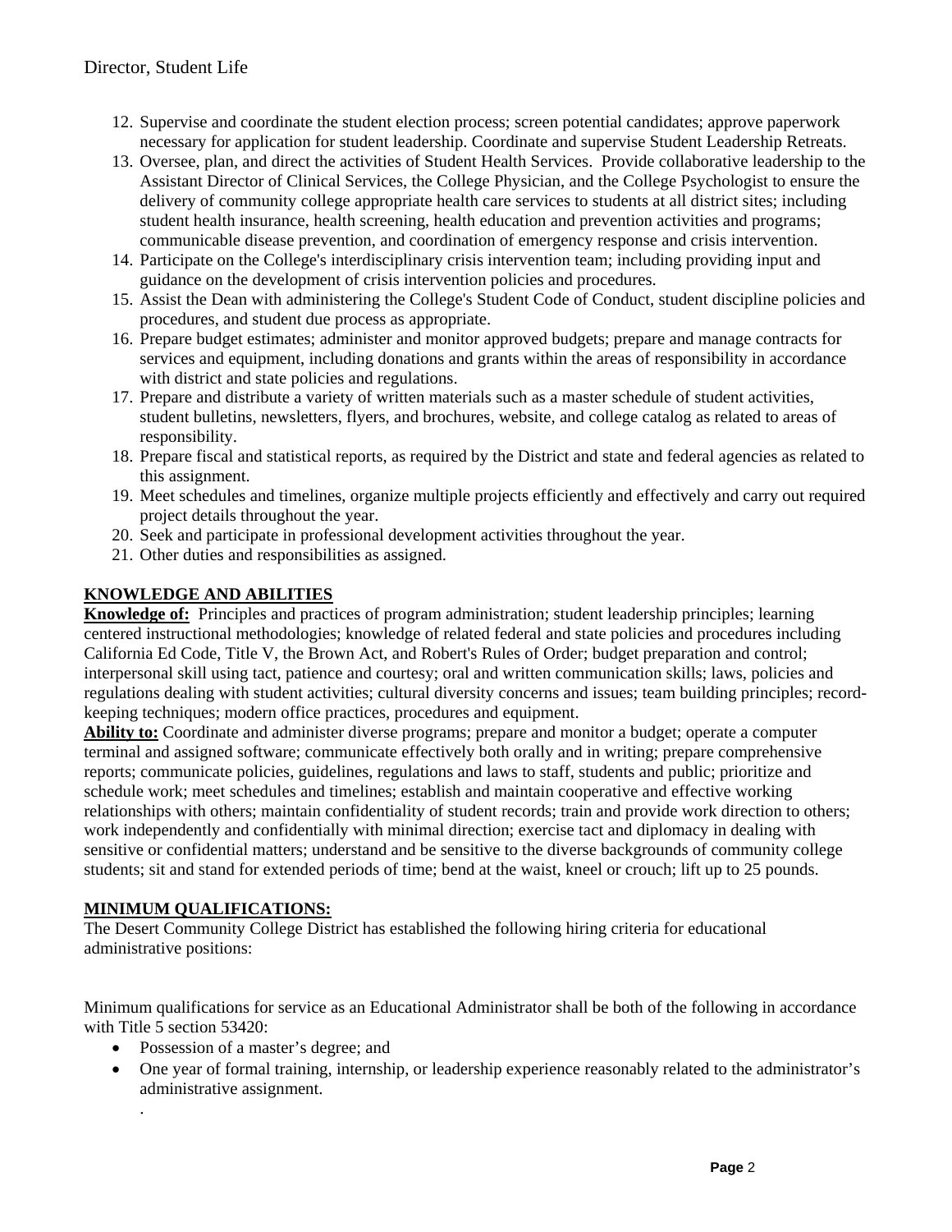12. Supervise and coordinate the student election process; screen potential candidates; approve paperwork necessary for application for student leadership. Coordinate and supervise Student Leadership Retreats.
13. Oversee, plan, and direct the activities of Student Health Services. Provide collaborative leadership to the Assistant Director of Clinical Services, the College Physician, and the College Psychologist to ensure the delivery of community college appropriate health care services to students at all district sites; including student health insurance, health screening, health education and prevention activities and programs; communicable disease prevention, and coordination of emergency response and crisis intervention.
14. Participate on the College's interdisciplinary crisis intervention team; including providing input and guidance on the development of crisis intervention policies and procedures.
15. Assist the Dean with administering the College's Student Code of Conduct, student discipline policies and procedures, and student due process as appropriate.
16. Prepare budget estimates; administer and monitor approved budgets; prepare and manage contracts for services and equipment, including donations and grants within the areas of responsibility in accordance with district and state policies and regulations.
17. Prepare and distribute a variety of written materials such as a master schedule of student activities, student bulletins, newsletters, flyers, and brochures, website, and college catalog as related to areas of responsibility.
18. Prepare fiscal and statistical reports, as required by the District and state and federal agencies as related to this assignment.
19. Meet schedules and timelines, organize multiple projects efficiently and effectively and carry out required project details throughout the year.
20. Seek and participate in professional development activities throughout the year.
21. Other duties and responsibilities as assigned.

## KNOWLEDGE AND ABILITIES

**Knowledge of:** Principles and practices of program administration; student leadership principles; learning centered instructional methodologies; knowledge of related federal and state policies and procedures including California Ed Code, Title V, the Brown Act, and Robert's Rules of Order; budget preparation and control; interpersonal skill using tact, patience and courtesy; oral and written communication skills; laws, policies and regulations dealing with student activities; cultural diversity concerns and issues; team building principles; record-keeping techniques; modern office practices, procedures and equipment.

**Ability to:** Coordinate and administer diverse programs; prepare and monitor a budget; operate a computer terminal and assigned software; communicate effectively both orally and in writing; prepare comprehensive reports; communicate policies, guidelines, regulations and laws to staff, students and public; prioritize and schedule work; meet schedules and timelines; establish and maintain cooperative and effective working relationships with others; maintain confidentiality of student records; train and provide work direction to others; work independently and confidentially with minimal direction; exercise tact and diplomacy in dealing with sensitive or confidential matters; understand and be sensitive to the diverse backgrounds of community college students; sit and stand for extended periods of time; bend at the waist, kneel or crouch; lift up to 25 pounds.

## MINIMUM QUALIFICATIONS:

The Desert Community College District has established the following hiring criteria for educational administrative positions:

Minimum qualifications for service as an Educational Administrator shall be both of the following in accordance with Title 5 section 53420:

- Possession of a master's degree; and
- One year of formal training, internship, or leadership experience reasonably related to the administrator's administrative assignment.

.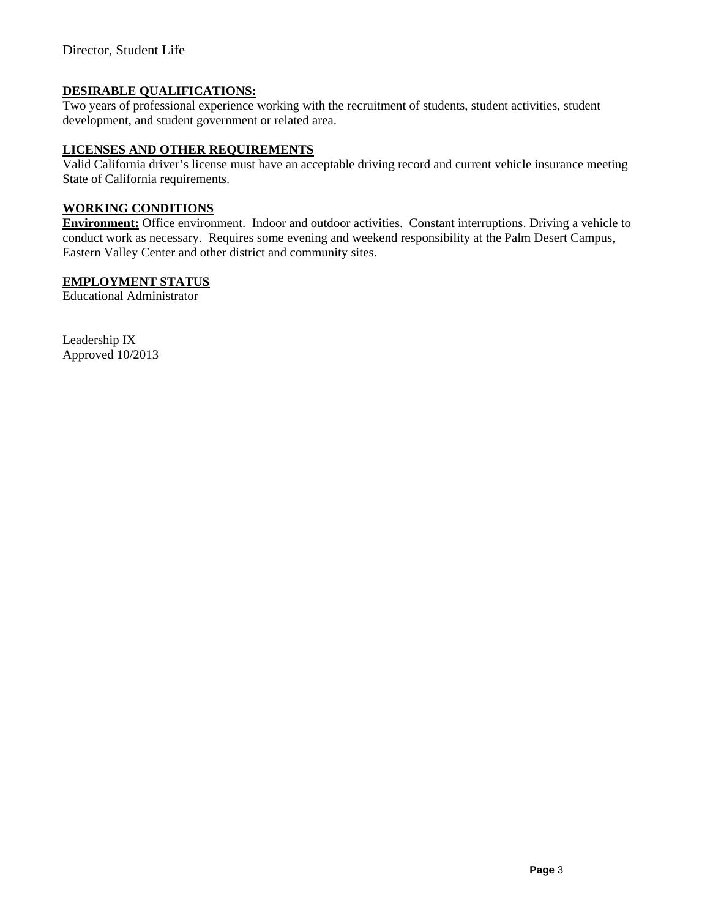## DESIRABLE QUALIFICATIONS:

Two years of professional experience working with the recruitment of students, student activities, student development, and student government or related area.

## LICENSES AND OTHER REQUIREMENTS

Valid California driver's license must have an acceptable driving record and current vehicle insurance meeting State of California requirements.

## WORKING CONDITIONS

**Environment:** Office environment. Indoor and outdoor activities. Constant interruptions. Driving a vehicle to conduct work as necessary. Requires some evening and weekend responsibility at the Palm Desert Campus, Eastern Valley Center and other district and community sites.

## EMPLOYMENT STATUS

Educational Administrator

Leadership IX
Approved 10/2013